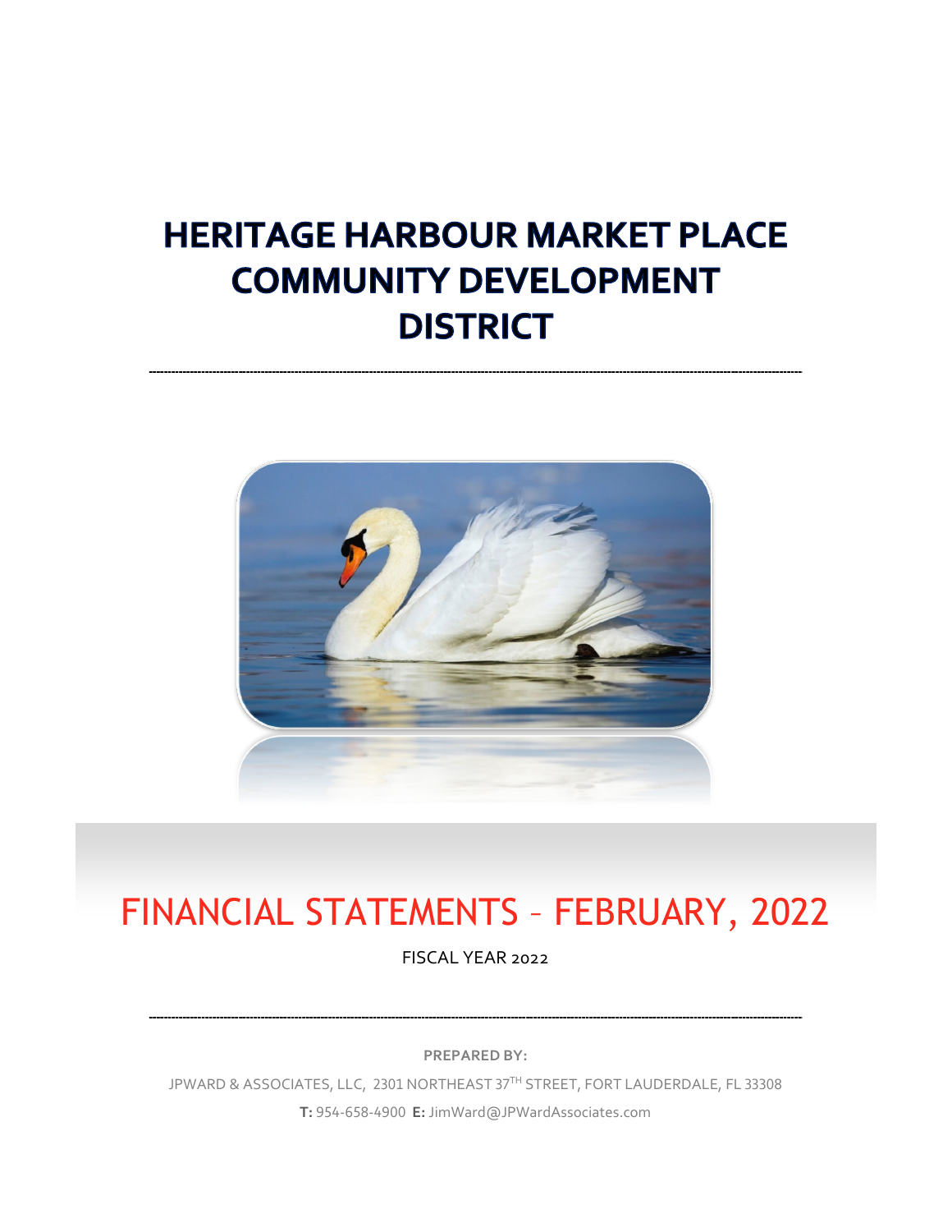# HERITAGE HARBOUR MARKET PLACE COMMUNITY DEVELOPMENT DISTRICT

---

# FINANCIAL STATEMENTS – FEBRUARY, 2022

FISCAL YEAR 2022

---

**PREPARED BY:**

JPWARD & ASSOCIATES, LLC, 2301 NORTHEAST 37TH STREET, FORT LAUDERDALE, FL 33308

**T:** 954-658-4900 **E:** JimWard@JPWardAssociates.com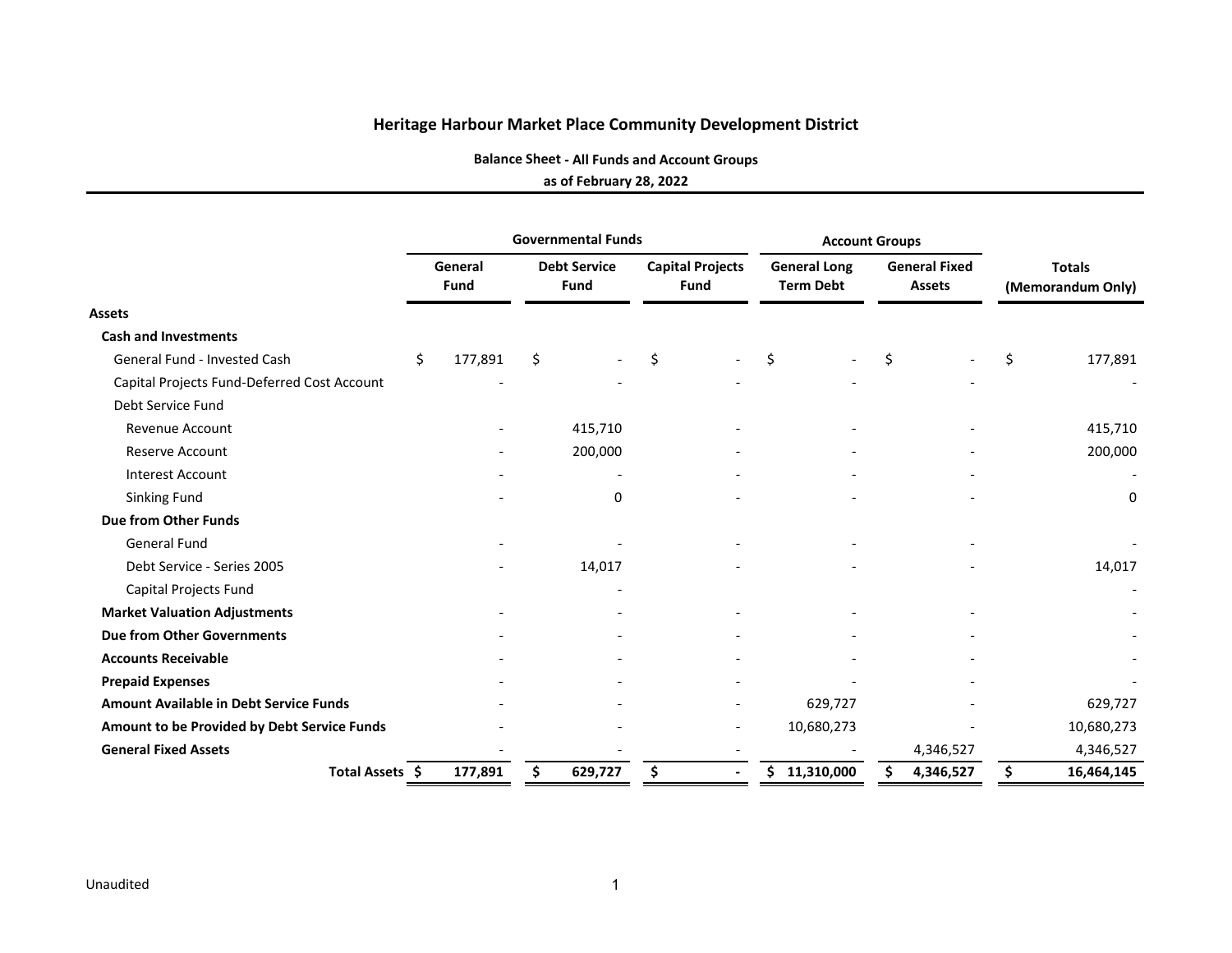# Heritage Harbour Market Place Community Development District

## Balance Sheet - All Funds and Account Groups

### as of February 28, 2022

| | Governmental Funds | | | Account Groups | | |
|---|---|---|---|---|---|---|
| | General Fund | Debt Service Fund | Capital Projects Fund | General Long Term Debt | General Fixed Assets | Totals (Memorandum Only) |
| **Assets** | | | | | | |
| **Cash and Investments** | | | | | | |
| General Fund - Invested Cash | $ 177,891 | $ - | $ - | $ - | $ - | $ 177,891 |
| Capital Projects Fund-Deferred Cost Account | - | - | - | - | - | - |
| Debt Service Fund | | | | | | |
| Revenue Account | - | 415,710 | - | - | - | 415,710 |
| Reserve Account | - | 200,000 | - | - | - | 200,000 |
| Interest Account | - | - | - | - | - | - |
| Sinking Fund | - | 0 | - | - | - | 0 |
| **Due from Other Funds** | | | | | | |
| General Fund | - | - | - | - | - | - |
| Debt Service - Series 2005 | - | 14,017 | - | - | - | 14,017 |
| Capital Projects Fund | | - | | | | - |
| **Market Valuation Adjustments** | - | - | - | - | - | - |
| **Due from Other Governments** | - | - | - | - | - | - |
| **Accounts Receivable** | - | - | - | - | - | - |
| **Prepaid Expenses** | - | - | - | - | - | - |
| **Amount Available in Debt Service Funds** | - | - | - | 629,727 | - | 629,727 |
| **Amount to be Provided by Debt Service Funds** | - | - | - | 10,680,273 | - | 10,680,273 |
| **General Fixed Assets** | - | - | - | - | 4,346,527 | 4,346,527 |
| **Total Assets** | **$ 177,891** | **$ 629,727** | **$ -** | **$ 11,310,000** | **$ 4,346,527** | **$ 16,464,145** |

Unaudited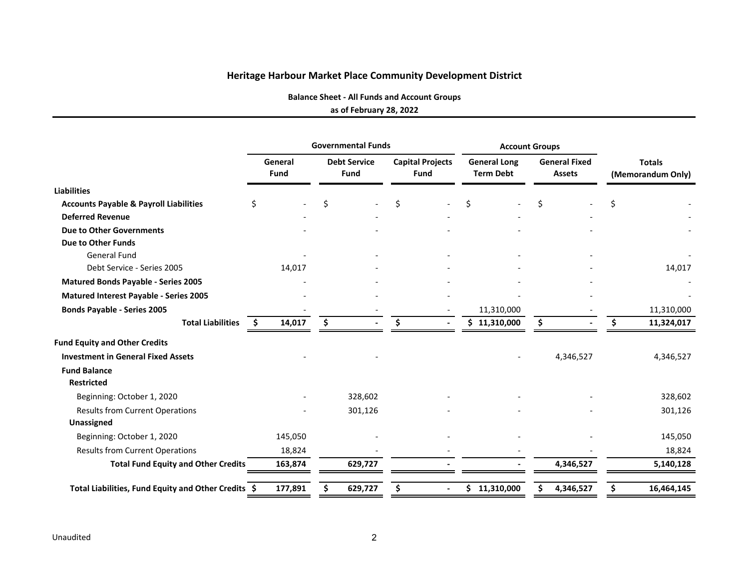# Heritage Harbour Market Place Community Development District

## Balance Sheet - All Funds and Account Groups

### as of February 28, 2022

| | Governmental Funds | | | Account Groups | | |
|---|---|---|---|---|---|---|
| | General Fund | Debt Service Fund | Capital Projects Fund | General Long Term Debt | General Fixed Assets | Totals (Memorandum Only) |
| **Liabilities** | | | | | | |
| **Accounts Payable & Payroll Liabilities** | $ - | $ - | $ - | $ - | $ - | $ - |
| **Deferred Revenue** | - | - | - | - | - | - |
| **Due to Other Governments** | - | - | - | - | - | - |
| **Due to Other Funds** | | | | | | |
| General Fund | - | - | - | - | - | - |
| Debt Service - Series 2005 | 14,017 | - | - | - | - | 14,017 |
| **Matured Bonds Payable - Series 2005** | - | - | - | - | - | - |
| **Matured Interest Payable - Series 2005** | - | - | - | - | - | - |
| **Bonds Payable - Series 2005** | - | - | - | 11,310,000 | - | 11,310,000 |
| **Total Liabilities** | **$ 14,017** | **$ -** | **$ -** | **$ 11,310,000** | **$ -** | **$ 11,324,017** |
| **Fund Equity and Other Credits** | | | | | | |
| **Investment in General Fixed Assets** | - | - | | - | 4,346,527 | 4,346,527 |
| **Fund Balance** | | | | | | |
| **Restricted** | | | | | | |
| Beginning: October 1, 2020 | - | 328,602 | - | - | - | 328,602 |
| Results from Current Operations | - | 301,126 | - | - | - | 301,126 |
| **Unassigned** | | | | | | |
| Beginning: October 1, 2020 | 145,050 | - | - | - | - | 145,050 |
| Results from Current Operations | 18,824 | - | - | - | - | 18,824 |
| **Total Fund Equity and Other Credits** | **163,874** | **629,727** | **-** | **-** | **4,346,527** | **5,140,128** |
| **Total Liabilities, Fund Equity and Other Credits** | **$ 177,891** | **$ 629,727** | **$ -** | **$ 11,310,000** | **$ 4,346,527** | **$ 16,464,145** |

Unaudited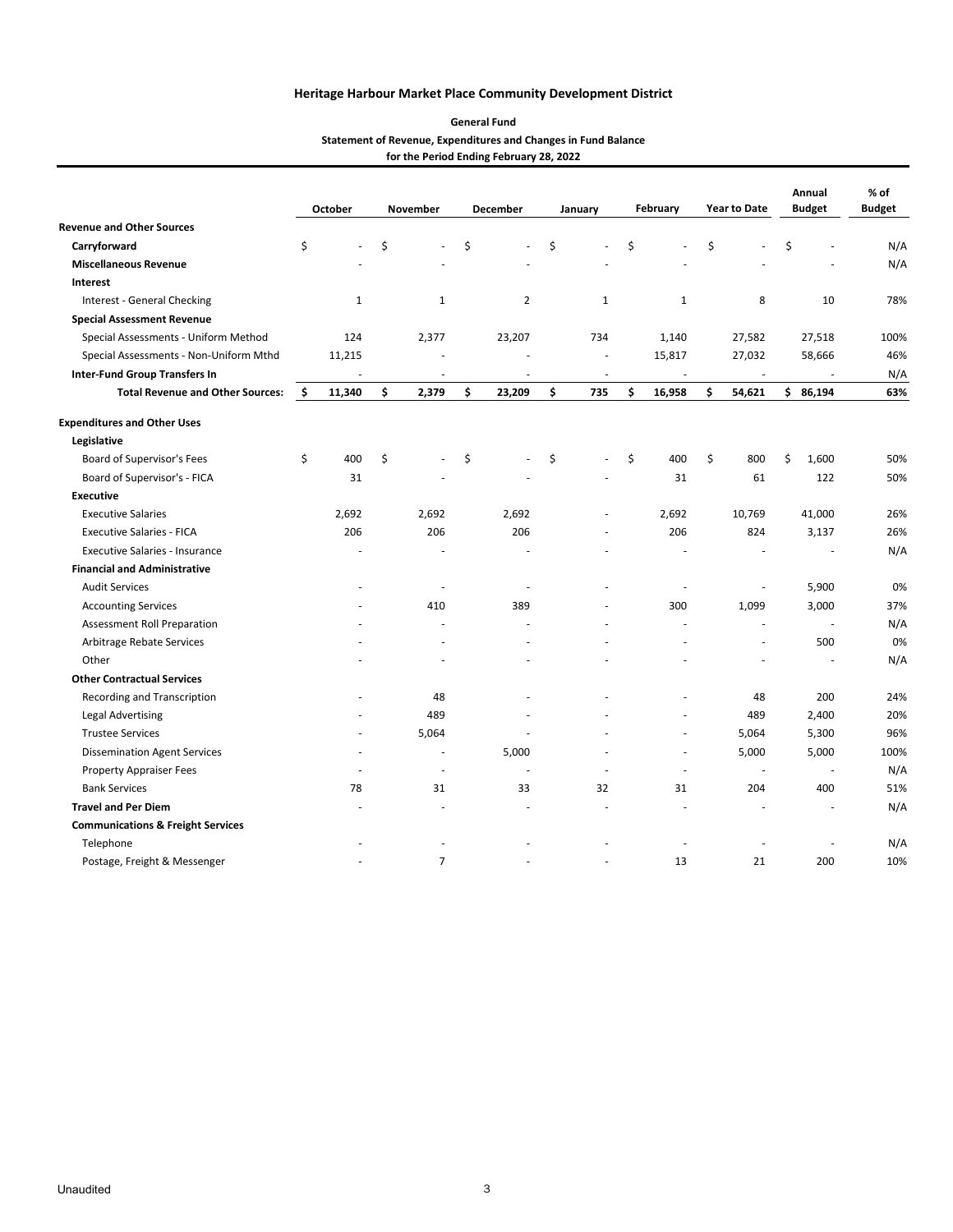### Heritage Harbour Market Place Community Development District

**General Fund**
**Statement of Revenue, Expenditures and Changes in Fund Balance**
**for the Period Ending February 28, 2022**

| | October | November | December | January | February | Year to Date | Annual Budget | % of Budget |
|---|---|---|---|---|---|---|---|---|
| **Revenue and Other Sources** | | | | | | | | |
| **Carryforward** | $ - | $ - | $ - | $ - | $ - | $ - | $ - | N/A |
| **Miscellaneous Revenue** | - | - | - | - | - | - | - | N/A |
| **Interest** | | | | | | | | |
| Interest - General Checking | 1 | 1 | 2 | 1 | 1 | 8 | 10 | 78% |
| **Special Assessment Revenue** | | | | | | | | |
| Special Assessments - Uniform Method | 124 | 2,377 | 23,207 | 734 | 1,140 | 27,582 | 27,518 | 100% |
| Special Assessments - Non-Uniform Mthd | 11,215 | - | - | - | 15,817 | 27,032 | 58,666 | 46% |
| **Inter-Fund Group Transfers In** | - | - | - | - | - | - | - | N/A |
| **Total Revenue and Other Sources:** | **$ 11,340** | **$ 2,379** | **$ 23,209** | **$ 735** | **$ 16,958** | **$ 54,621** | **$ 86,194** | **63%** |
| | | | | | | | | |
| **Expenditures and Other Uses** | | | | | | | | |
| **Legislative** | | | | | | | | |
| Board of Supervisor's Fees | $ 400 | $ - | $ - | $ - | $ 400 | $ 800 | $ 1,600 | 50% |
| Board of Supervisor's - FICA | 31 | - | - | - | 31 | 61 | 122 | 50% |
| **Executive** | | | | | | | | |
| Executive Salaries | 2,692 | 2,692 | 2,692 | - | 2,692 | 10,769 | 41,000 | 26% |
| Executive Salaries - FICA | 206 | 206 | 206 | - | 206 | 824 | 3,137 | 26% |
| Executive Salaries - Insurance | - | - | - | - | - | - | - | N/A |
| **Financial and Administrative** | | | | | | | | |
| Audit Services | - | - | - | - | - | - | 5,900 | 0% |
| Accounting Services | - | 410 | 389 | - | 300 | 1,099 | 3,000 | 37% |
| Assessment Roll Preparation | - | - | - | - | - | - | - | N/A |
| Arbitrage Rebate Services | - | - | - | - | - | - | 500 | 0% |
| Other | - | - | - | - | - | - | - | N/A |
| **Other Contractual Services** | | | | | | | | |
| Recording and Transcription | - | 48 | - | - | - | 48 | 200 | 24% |
| Legal Advertising | - | 489 | - | - | - | 489 | 2,400 | 20% |
| Trustee Services | - | 5,064 | - | - | - | 5,064 | 5,300 | 96% |
| Dissemination Agent Services | - | - | 5,000 | - | - | 5,000 | 5,000 | 100% |
| Property Appraiser Fees | - | - | - | - | - | - | - | N/A |
| Bank Services | 78 | 31 | 33 | 32 | 31 | 204 | 400 | 51% |
| **Travel and Per Diem** | - | - | - | - | - | - | - | N/A |
| **Communications & Freight Services** | | | | | | | | |
| Telephone | - | - | - | - | - | - | - | N/A |
| Postage, Freight & Messenger | - | 7 | - | - | 13 | 21 | 200 | 10% |

Unaudited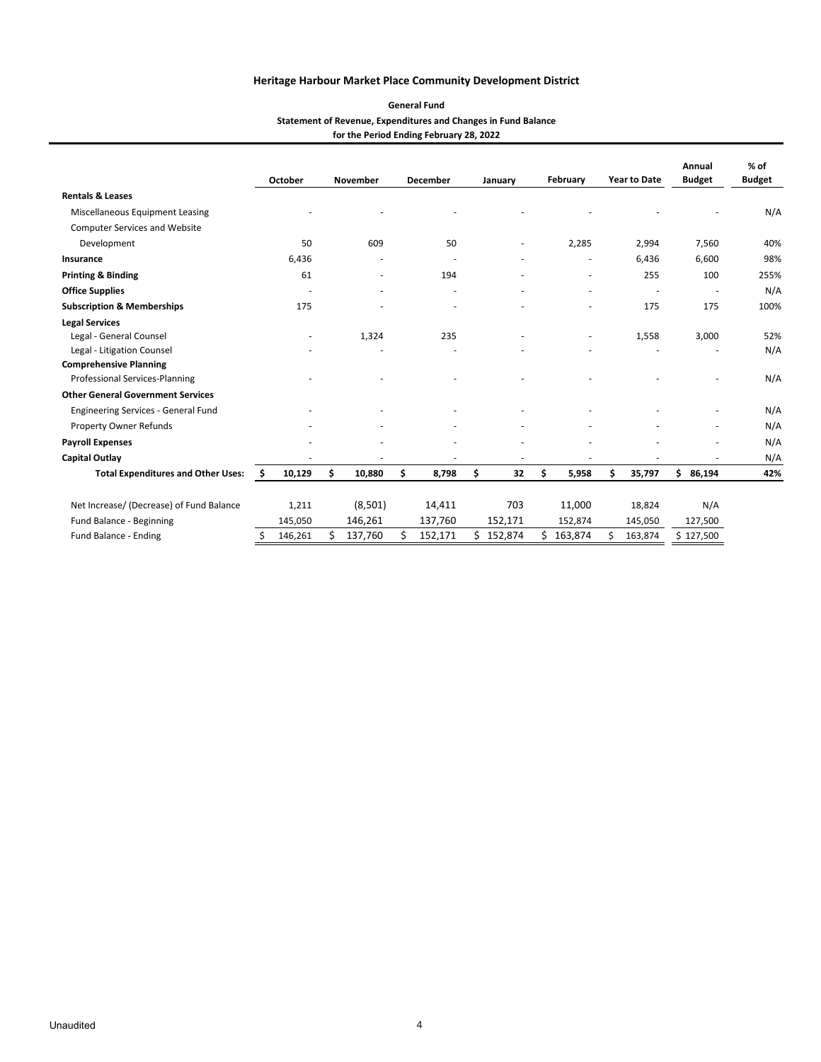**Heritage Harbour Market Place Community Development District**

**General Fund**

**Statement of Revenue, Expenditures and Changes in Fund Balance**

**for the Period Ending February 28, 2022**

| | October | November | December | January | February | Year to Date | Annual Budget | % of Budget |
|---|---|---|---|---|---|---|---|---|
| **Rentals & Leases** | | | | | | | | |
| Miscellaneous Equipment Leasing | - | - | - | - | - | - | - | N/A |
| Computer Services and Website Development | 50 | 609 | 50 | - | 2,285 | 2,994 | 7,560 | 40% |
| **Insurance** | 6,436 | - | - | - | - | 6,436 | 6,600 | 98% |
| **Printing & Binding** | 61 | - | 194 | - | - | 255 | 100 | 255% |
| **Office Supplies** | - | - | - | - | - | - | - | N/A |
| **Subscription & Memberships** | 175 | - | - | - | - | 175 | 175 | 100% |
| **Legal Services** | | | | | | | | |
| Legal - General Counsel | - | 1,324 | 235 | - | - | 1,558 | 3,000 | 52% |
| Legal - Litigation Counsel | - | - | - | - | - | - | - | N/A |
| **Comprehensive Planning** | | | | | | | | |
| Professional Services-Planning | - | - | - | - | - | - | - | N/A |
| **Other General Government Services** | | | | | | | | |
| Engineering Services - General Fund | - | - | - | - | - | - | - | N/A |
| Property Owner Refunds | - | - | - | - | - | - | - | N/A |
| **Payroll Expenses** | - | - | - | - | - | - | - | N/A |
| **Capital Outlay** | - | - | - | - | - | - | - | N/A |
| **Total Expenditures and Other Uses:** | **$ 10,129** | **$ 10,880** | **$ 8,798** | **$ 32** | **$ 5,958** | **$ 35,797** | **$ 86,194** | **42%** |
| | | | | | | | | |
| Net Increase/ (Decrease) of Fund Balance | 1,211 | (8,501) | 14,411 | 703 | 11,000 | 18,824 | N/A | |
| Fund Balance - Beginning | 145,050 | 146,261 | 137,760 | 152,171 | 152,874 | 145,050 | 127,500 | |
| Fund Balance - Ending | $ 146,261 | $ 137,760 | $ 152,171 | $ 152,874 | $ 163,874 | $ 163,874 | $ 127,500 | |

Unaudited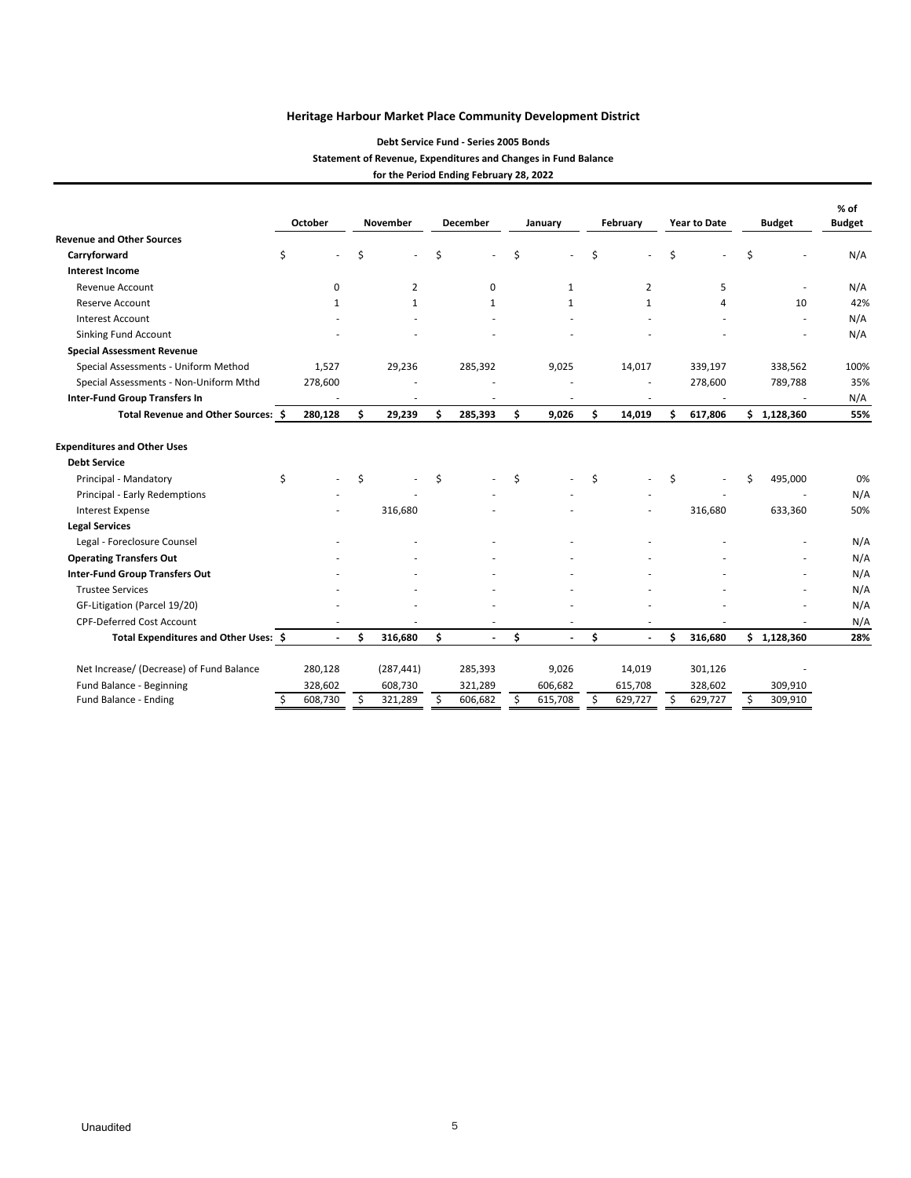# Heritage Harbour Market Place Community Development District

## Debt Service Fund - Series 2005 Bonds

### Statement of Revenue, Expenditures and Changes in Fund Balance

### for the Period Ending February 28, 2022

| | October | November | December | January | February | Year to Date | Budget | % of Budget |
|---|---|---|---|---|---|---|---|---|
| **Revenue and Other Sources** | | | | | | | | |
| **Carryforward** | $ - | $ - | $ - | $ - | $ - | $ - | $ - | N/A |
| **Interest Income** | | | | | | | | |
| Revenue Account | 0 | 2 | 0 | 1 | 2 | 5 | - | N/A |
| Reserve Account | 1 | 1 | 1 | 1 | 1 | 4 | 10 | 42% |
| Interest Account | - | - | - | - | - | - | - | N/A |
| Sinking Fund Account | - | - | - | - | - | - | - | N/A |
| **Special Assessment Revenue** | | | | | | | | |
| Special Assessments - Uniform Method | 1,527 | 29,236 | 285,392 | 9,025 | 14,017 | 339,197 | 338,562 | 100% |
| Special Assessments - Non-Uniform Mthd | 278,600 | - | - | - | - | 278,600 | 789,788 | 35% |
| **Inter-Fund Group Transfers In** | - | - | - | - | - | - | - | N/A |
| **Total Revenue and Other Sources:** | **$ 280,128** | **$ 29,239** | **$ 285,393** | **$ 9,026** | **$ 14,019** | **$ 617,806** | **$ 1,128,360** | **55%** |
| **Expenditures and Other Uses** | | | | | | | | |
| **Debt Service** | | | | | | | | |
| Principal - Mandatory | $ - | $ - | $ - | $ - | $ - | $ - | $ 495,000 | 0% |
| Principal - Early Redemptions | - | - | - | - | - | - | - | N/A |
| Interest Expense | - | 316,680 | - | - | - | 316,680 | 633,360 | 50% |
| **Legal Services** | | | | | | | | |
| Legal - Foreclosure Counsel | - | - | - | - | - | - | - | N/A |
| **Operating Transfers Out** | - | - | - | - | - | - | - | N/A |
| **Inter-Fund Group Transfers Out** | - | - | - | - | - | - | - | N/A |
| Trustee Services | - | - | - | - | - | - | - | N/A |
| GF-Litigation (Parcel 19/20) | - | - | - | - | - | - | - | N/A |
| CPF-Deferred Cost Account | - | - | - | - | - | - | - | N/A |
| **Total Expenditures and Other Uses:** | **$ -** | **$ 316,680** | **$ -** | **$ -** | **$ -** | **$ 316,680** | **$ 1,128,360** | **28%** |
| Net Increase/ (Decrease) of Fund Balance | 280,128 | (287,441) | 285,393 | 9,026 | 14,019 | 301,126 | - | |
| Fund Balance - Beginning | 328,602 | 608,730 | 321,289 | 606,682 | 615,708 | 328,602 | 309,910 | |
| Fund Balance - Ending | $ 608,730 | $ 321,289 | $ 606,682 | $ 615,708 | $ 629,727 | $ 629,727 | $ 309,910 | |

Unaudited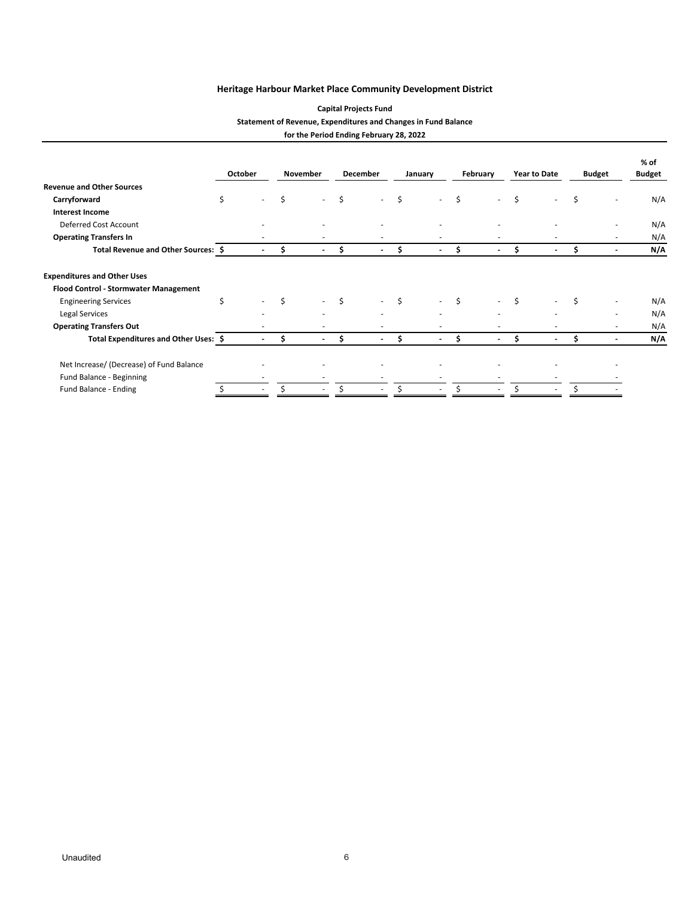## Heritage Harbour Market Place Community Development District

### Capital Projects Fund

**Statement of Revenue, Expenditures and Changes in Fund Balance**

**for the Period Ending February 28, 2022**

| | October | November | December | January | February | Year to Date | Budget | % of Budget |
|---|---|---|---|---|---|---|---|---|
| **Revenue and Other Sources** | | | | | | | | |
| **Carryforward** | $ - | $ - | $ - | $ - | $ - | $ - | $ - | N/A |
| **Interest Income** | | | | | | | | |
| Deferred Cost Account | - | - | - | - | - | - | - | N/A |
| **Operating Transfers In** | - | - | - | - | - | - | - | N/A |
| **Total Revenue and Other Sources:** | **$ -** | **$ -** | **$ -** | **$ -** | **$ -** | **$ -** | **$ -** | **N/A** |
| **Expenditures and Other Uses** | | | | | | | | |
| **Flood Control - Stormwater Management** | | | | | | | | |
| Engineering Services | $ - | $ - | $ - | $ - | $ - | $ - | $ - | N/A |
| Legal Services | - | - | - | - | - | - | - | N/A |
| **Operating Transfers Out** | - | - | - | - | - | - | - | N/A |
| **Total Expenditures and Other Uses:** | **$ -** | **$ -** | **$ -** | **$ -** | **$ -** | **$ -** | **$ -** | **N/A** |
| Net Increase/ (Decrease) of Fund Balance | - | - | - | - | - | - | - | |
| Fund Balance - Beginning | - | - | - | - | - | - | - | |
| Fund Balance - Ending | $ - | $ - | $ - | $ - | $ - | $ - | $ - | |

Unaudited